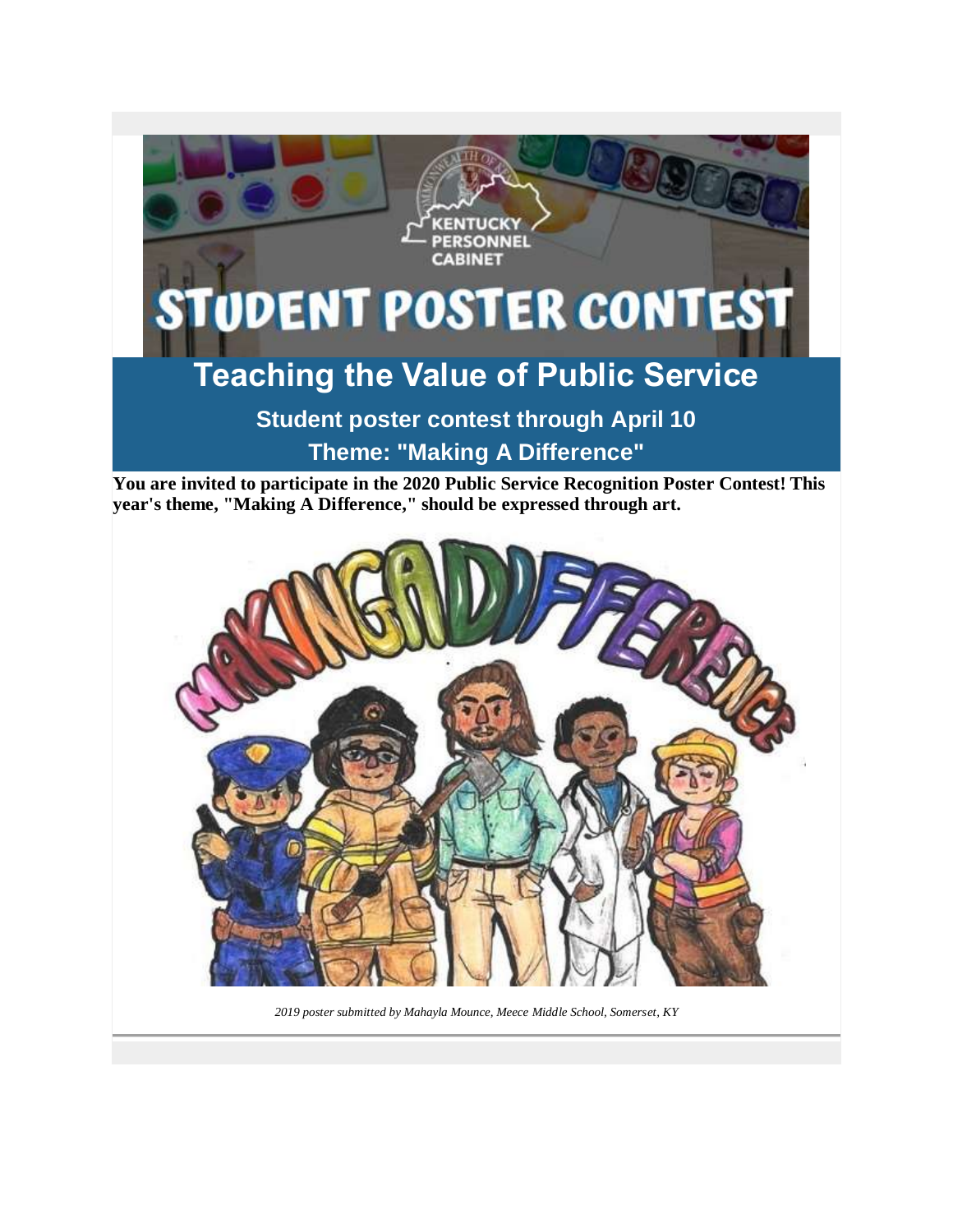# STUDENT POSTER CONTEST

## Teaching the Value of Public Service

### Student poster contest through April 10

### Theme: "Making A Difference"

**You are invited to participate in the 2020 Public Service Recognition Poster Contest! This year's theme, "Making A Difference," should be expressed through art.**

*2019 poster submitted by Mahayla Mounce, Meece Middle School, Somerset, KY*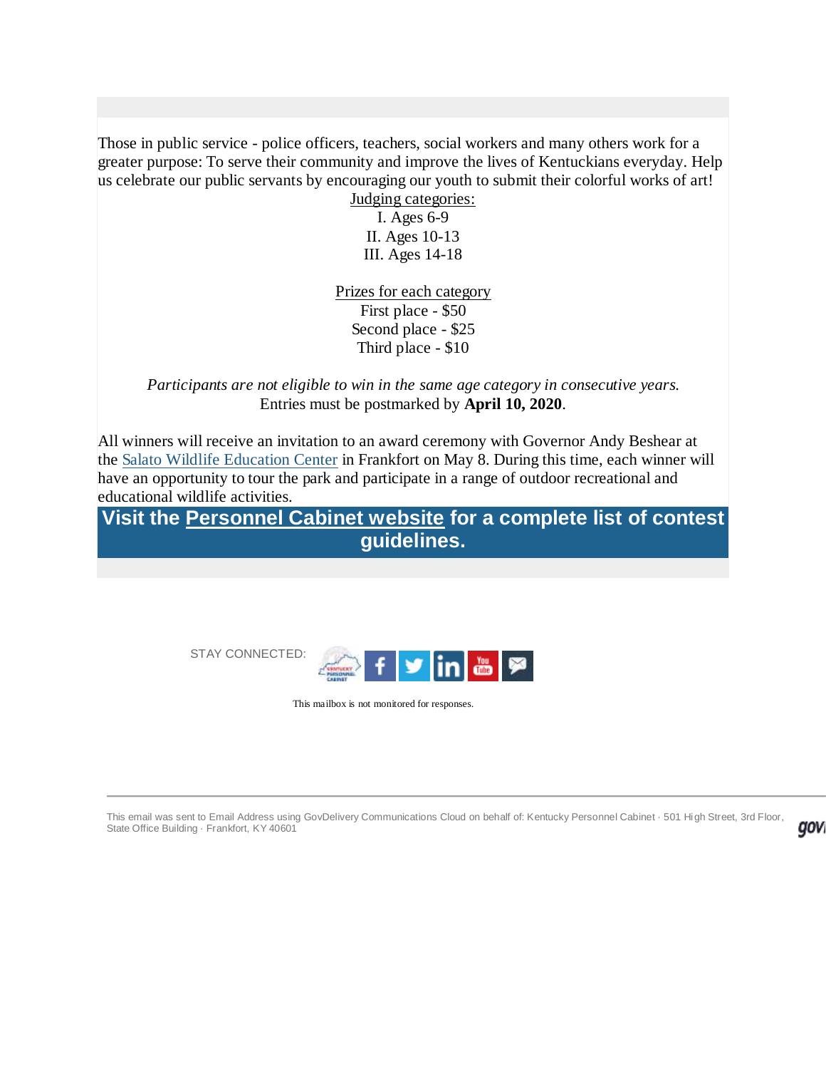Those in public service - police officers, teachers, social workers and many others work for a greater purpose: To serve their community and improve the lives of Kentuckians everyday. Help us celebrate our public servants by encouraging our youth to submit their colorful works of art!

Judging categories:

I. Ages 6-9
II. Ages 10-13
III. Ages 14-18

Prizes for each category

First place - $50
Second place - $25
Third place - $10

*Participants are not eligible to win in the same age category in consecutive years.*
Entries must be postmarked by **April 10, 2020**.

All winners will receive an invitation to an award ceremony with Governor Andy Beshear at the Salato Wildlife Education Center in Frankfort on May 8. During this time, each winner will have an opportunity to tour the park and participate in a range of outdoor recreational and educational wildlife activities.

**Visit the Personnel Cabinet website for a complete list of contest guidelines.**

STAY CONNECTED:

This mailbox is not monitored for responses.

This email was sent to Email Address using GovDelivery Communications Cloud on behalf of: Kentucky Personnel Cabinet · 501 High Street, 3rd Floor, State Office Building · Frankfort, KY 40601